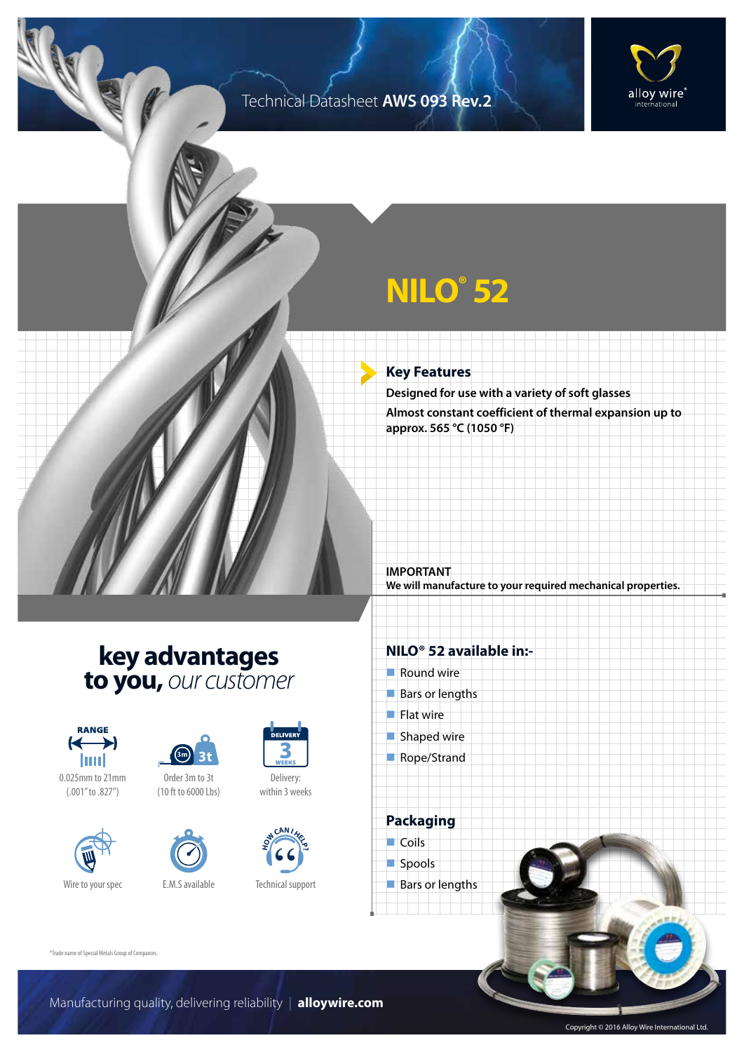Technical Datasheet **AWS 093 Rev.2**

alloy wire® international

# NILO® 52

## Key Features

**Designed for use with a variety of soft glasses**

**Almost constant coefficient of thermal expansion up to approx. 565 °C (1050 °F)**

**IMPORTANT**
**We will manufacture to your required mechanical properties.**

## key advantages to you, *our customer*

- RANGE: 0.025mm to 21mm (.001" to .827")
- Order 3m to 3t (10 ft to 6000 Lbs)
- Delivery: within 3 weeks
- Wire to your spec
- E.M.S available
- Technical support

## NILO® 52 available in:-

- Round wire
- Bars or lengths
- Flat wire
- Shaped wire
- Rope/Strand

## Packaging

- Coils
- Spools
- Bars or lengths

*Trade name of Special Metals Group of Companies.

Manufacturing quality, delivering reliability | **alloywire.com**

Copyright © 2016 Alloy Wire International Ltd.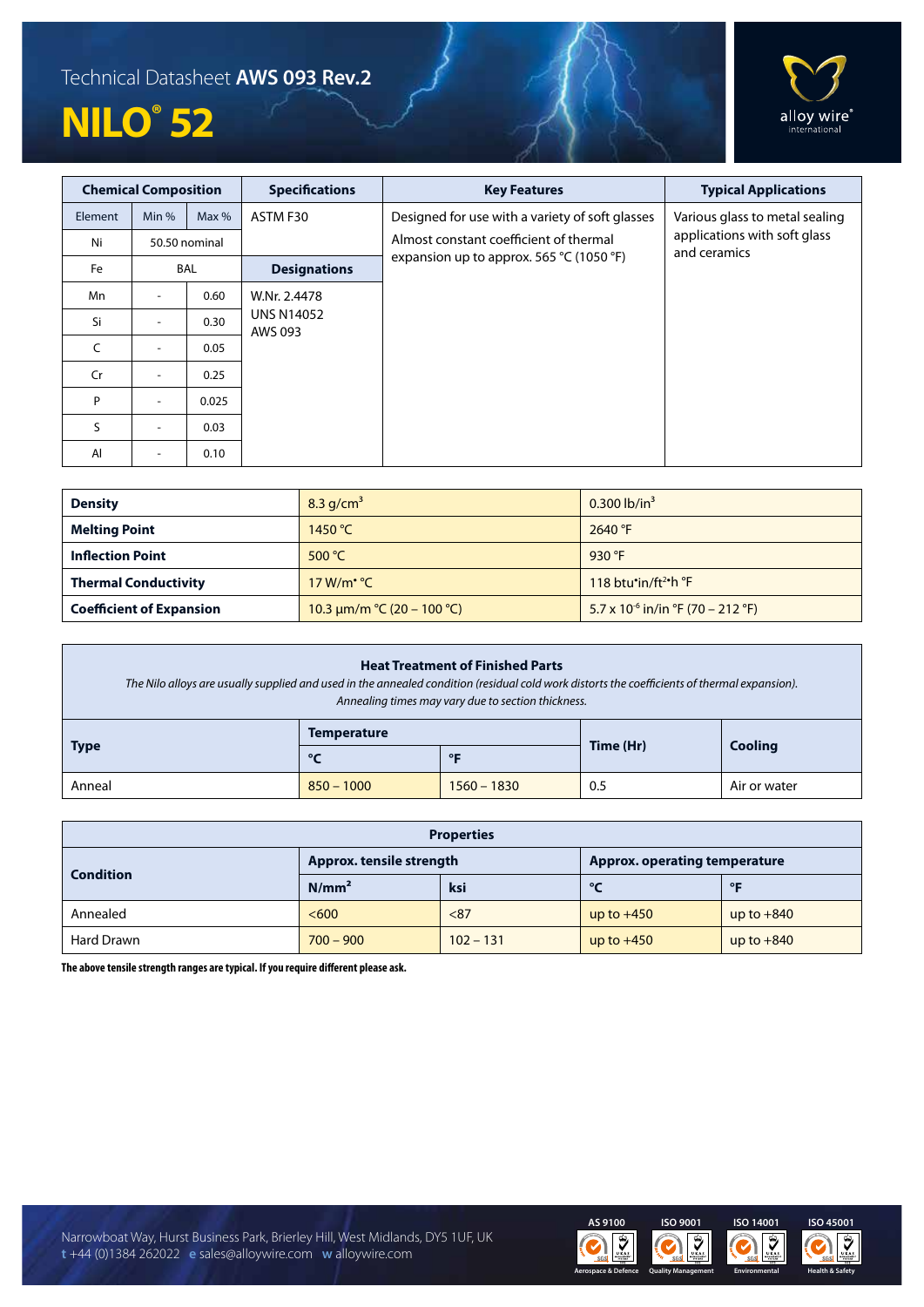Technical Datasheet **AWS 093 Rev.2**

# NILO® 52

| Chemical Composition | | | Specifications | Key Features | Typical Applications |
|---|---|---|---|---|---|
| Element | Min % | Max % | ASTM F30 | Designed for use with a variety of soft glasses<br>Almost constant coefficient of thermal expansion up to approx. 565 °C (1050 °F) | Various glass to metal sealing applications with soft glass and ceramics |
| Ni | 50.50 nominal | | | | |
| Fe | BAL | | **Designations** | | |
| Mn | - | 0.60 | W.Nr. 2.4478<br>UNS N14052<br>AWS 093 | | |
| Si | - | 0.30 | | | |
| C | - | 0.05 | | | |
| Cr | - | 0.25 | | | |
| P | - | 0.025 | | | |
| S | - | 0.03 | | | |
| Al | - | 0.10 | | | |

| | | |
|---|---|---|
| **Density** | 8.3 g/cm$^3$ | 0.300 lb/in$^3$ |
| **Melting Point** | 1450 °C | 2640 °F |
| **Inflection Point** | 500 °C | 930 °F |
| **Thermal Conductivity** | 17 W/m• °C | 118 btu•in/ft$^2$•h °F |
| **Coefficient of Expansion** | 10.3 µm/m °C (20 – 100 °C) | 5.7 x $10^{-6}$ in/in °F (70 – 212 °F) |

**Heat Treatment of Finished Parts**

*The Nilo alloys are usually supplied and used in the annealed condition (residual cold work distorts the coefficients of thermal expansion). Annealing times may vary due to section thickness.*

| Type | Temperature | | Time (Hr) | Cooling |
|---|---|---|---|---|
| | °C | °F | | |
| Anneal | 850 – 1000 | 1560 – 1830 | 0.5 | Air or water |

**Properties**

| Condition | Approx. tensile strength | | Approx. operating temperature | |
|---|---|---|---|---|
| | N/mm$^2$ | ksi | °C | °F |
| Annealed | <600 | <87 | up to +450 | up to +840 |
| Hard Drawn | 700 – 900 | 102 – 131 | up to +450 | up to +840 |

**The above tensile strength ranges are typical. If you require different please ask.**

Narrowboat Way, Hurst Business Park, Brierley Hill, West Midlands, DY5 1UF, UK
t +44 (0)1384 262022 e sales@alloywire.com w alloywire.com

AS 9100 Aerospace & Defence | ISO 9001 Quality Management | ISO 14001 Environmental | ISO 45001 Health & Safety